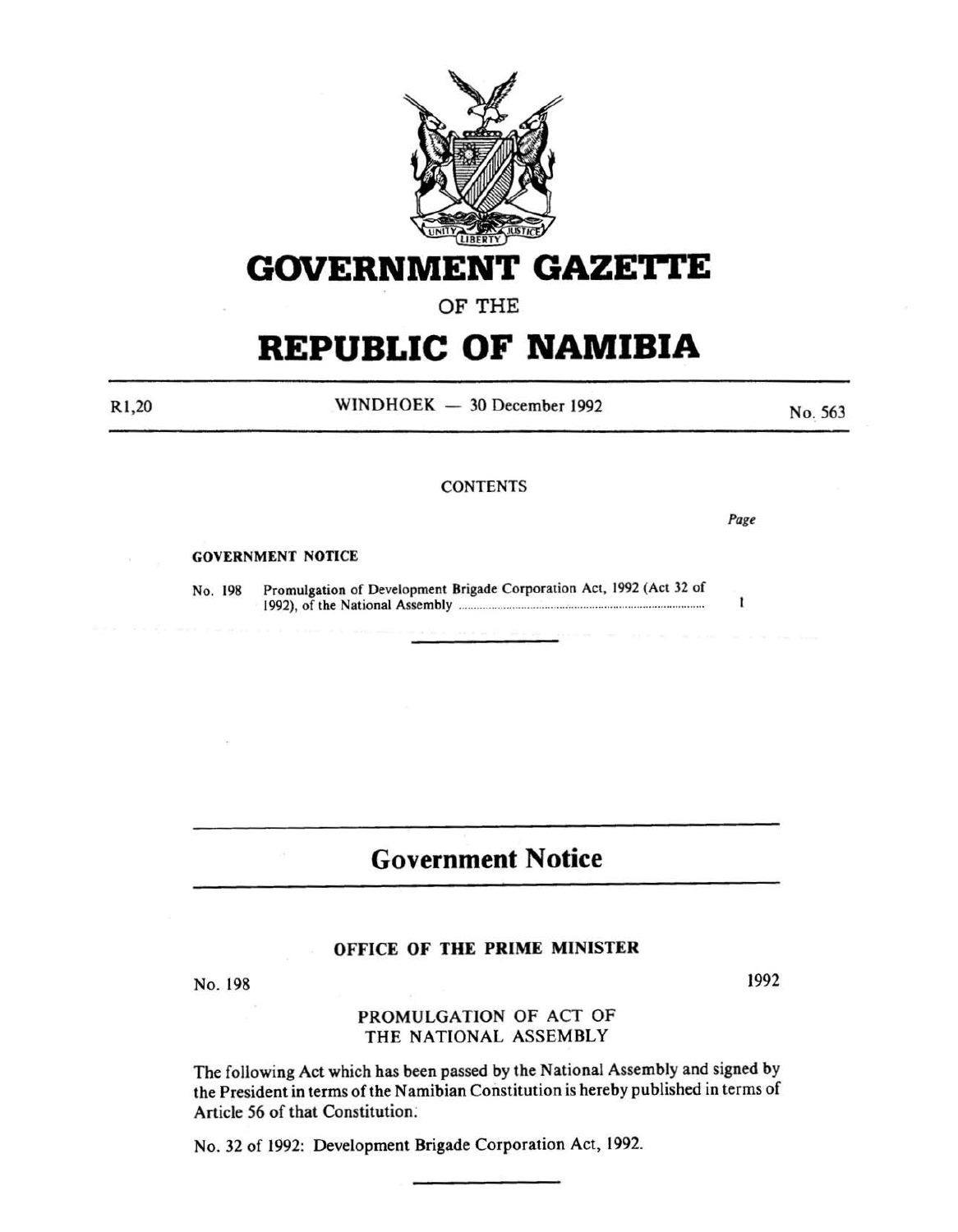# GOVERNMENT GAZETTE

OF THE

# REPUBLIC OF NAMIBIA

R1,20 WINDHOEK — 30 December 1992 No. 563

CONTENTS

| | | Page |
|---|---|---|
| **GOVERNMENT NOTICE** | | |
| No. 198 | Promulgation of Development Brigade Corporation Act, 1992 (Act 32 of 1992), of the National Assembly | 1 |

---

## Government Notice

### OFFICE OF THE PRIME MINISTER

No. 198 1992

PROMULGATION OF ACT OF THE NATIONAL ASSEMBLY

The following Act which has been passed by the National Assembly and signed by the President in terms of the Namibian Constitution is hereby published in terms of Article 56 of that Constitution.

No. 32 of 1992: Development Brigade Corporation Act, 1992.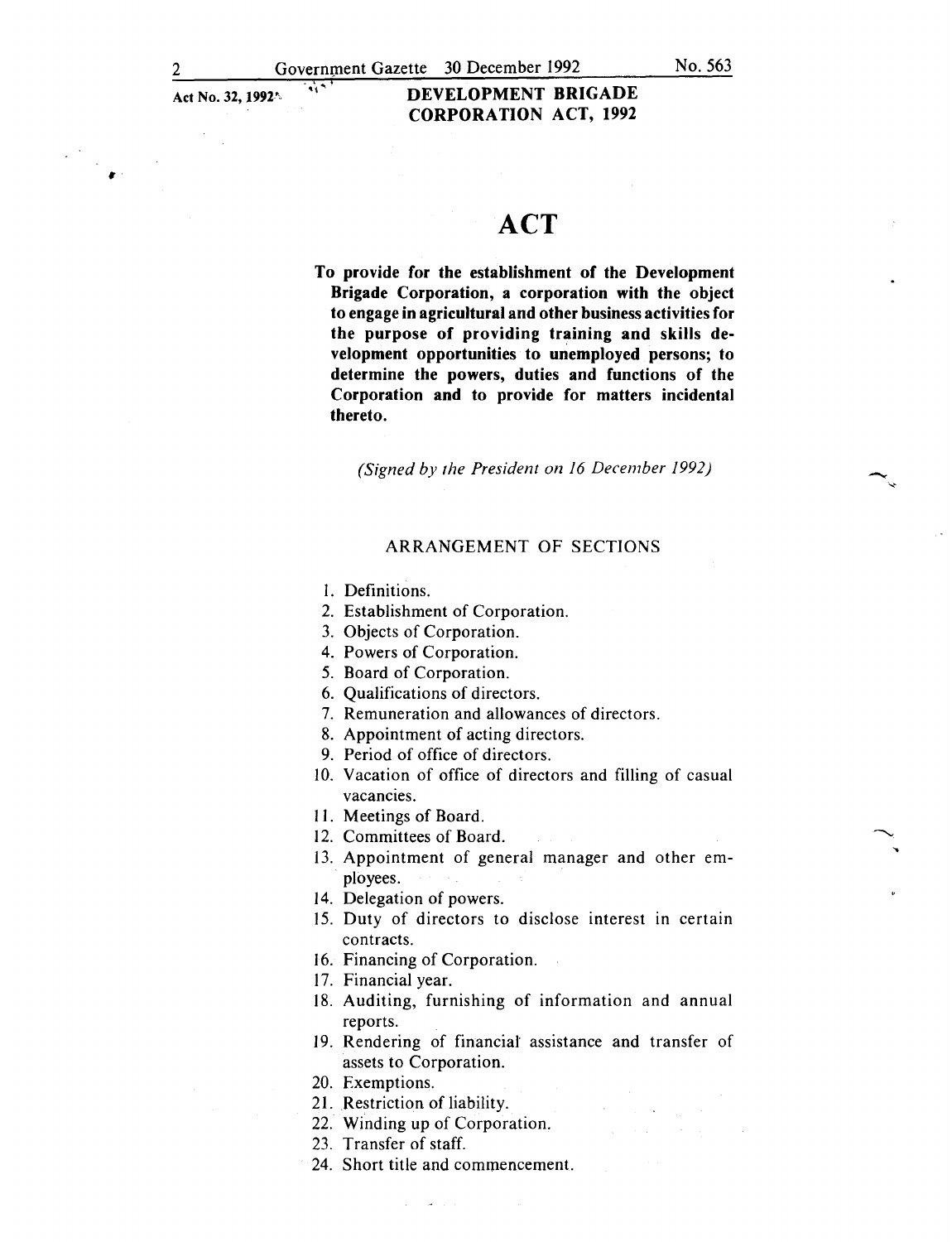Act No. 32, 1992

DEVELOPMENT BRIGADE CORPORATION ACT, 1992

# ACT

**To provide for the establishment of the Development Brigade Corporation, a corporation with the object to engage in agricultural and other business activities for the purpose of providing training and skills development opportunities to unemployed persons; to determine the powers, duties and functions of the Corporation and to provide for matters incidental thereto.**

*(Signed by the President on 16 December 1992)*

## ARRANGEMENT OF SECTIONS

1. Definitions.
2. Establishment of Corporation.
3. Objects of Corporation.
4. Powers of Corporation.
5. Board of Corporation.
6. Qualifications of directors.
7. Remuneration and allowances of directors.
8. Appointment of acting directors.
9. Period of office of directors.
10. Vacation of office of directors and filling of casual vacancies.
11. Meetings of Board.
12. Committees of Board.
13. Appointment of general manager and other employees.
14. Delegation of powers.
15. Duty of directors to disclose interest in certain contracts.
16. Financing of Corporation.
17. Financial year.
18. Auditing, furnishing of information and annual reports.
19. Rendering of financial assistance and transfer of assets to Corporation.
20. Exemptions.
21. Restriction of liability.
22. Winding up of Corporation.
23. Transfer of staff.
24. Short title and commencement.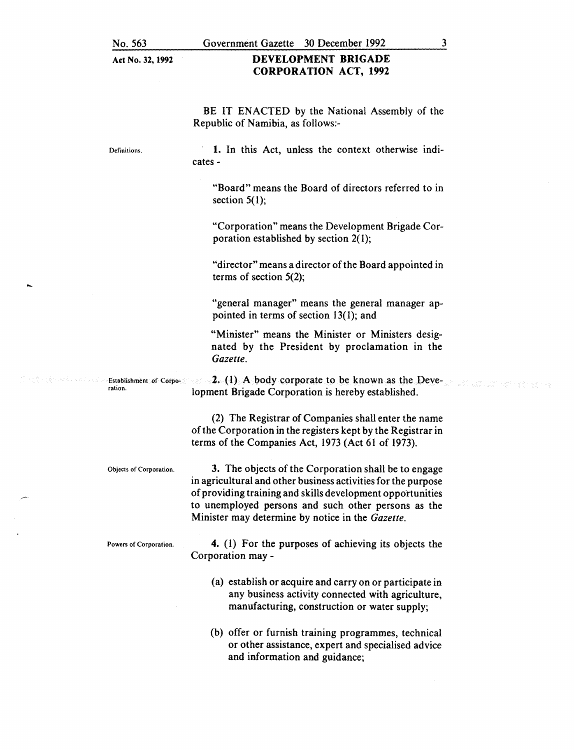# DEVELOPMENT BRIGADE CORPORATION ACT, 1992

Act No. 32, 1992

BE IT ENACTED by the National Assembly of the Republic of Namibia, as follows:-

**Definitions.**

**1.** In this Act, unless the context otherwise indicates -

"Board" means the Board of directors referred to in section 5(1);

"Corporation" means the Development Brigade Corporation established by section 2(1);

"director" means a director of the Board appointed in terms of section 5(2);

"general manager" means the general manager appointed in terms of section 13(1); and

"Minister" means the Minister or Ministers designated by the President by proclamation in the *Gazette*.

**Establishment of Corporation.**

**2.** (1) A body corporate to be known as the Development Brigade Corporation is hereby established.

(2) The Registrar of Companies shall enter the name of the Corporation in the registers kept by the Registrar in terms of the Companies Act, 1973 (Act 61 of 1973).

**Objects of Corporation.**

**3.** The objects of the Corporation shall be to engage in agricultural and other business activities for the purpose of providing training and skills development opportunities to unemployed persons and such other persons as the Minister may determine by notice in the *Gazette*.

**Powers of Corporation.**

**4.** (1) For the purposes of achieving its objects the Corporation may -

(a) establish or acquire and carry on or participate in any business activity connected with agriculture, manufacturing, construction or water supply;

(b) offer or furnish training programmes, technical or other assistance, expert and specialised advice and information and guidance;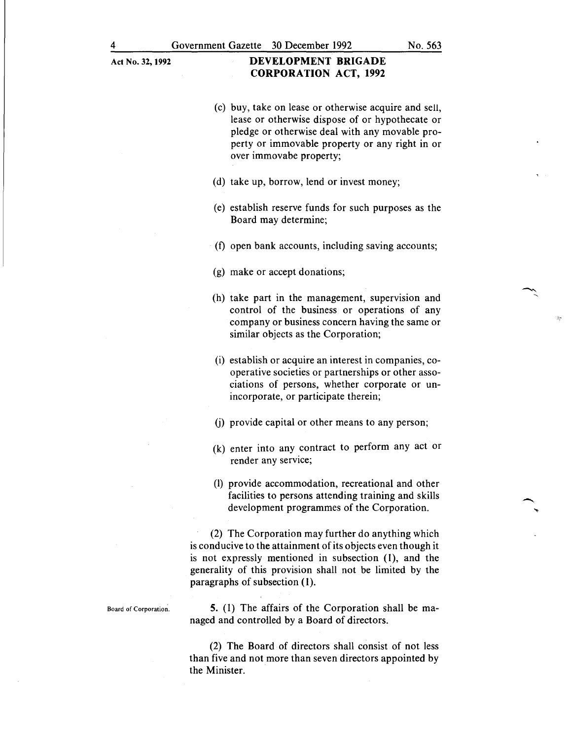(c) buy, take on lease or otherwise acquire and sell, lease or otherwise dispose of or hypothecate or pledge or otherwise deal with any movable property or immovable property or any right in or over immovabe property;

(d) take up, borrow, lend or invest money;

(e) establish reserve funds for such purposes as the Board may determine;

(f) open bank accounts, including saving accounts;

(g) make or accept donations;

(h) take part in the management, supervision and control of the business or operations of any company or business concern having the same or similar objects as the Corporation;

(i) establish or acquire an interest in companies, co-operative societies or partnerships or other associations of persons, whether corporate or unincorporate, or participate therein;

(j) provide capital or other means to any person;

(k) enter into any contract to perform any act or render any service;

(l) provide accommodation, recreational and other facilities to persons attending training and skills development programmes of the Corporation.

(2) The Corporation may further do anything which is conducive to the attainment of its objects even though it is not expressly mentioned in subsection (1), and the generality of this provision shall not be limited by the paragraphs of subsection (1).

Board of Corporation.

**5.** (1) The affairs of the Corporation shall be managed and controlled by a Board of directors.

(2) The Board of directors shall consist of not less than five and not more than seven directors appointed by the Minister.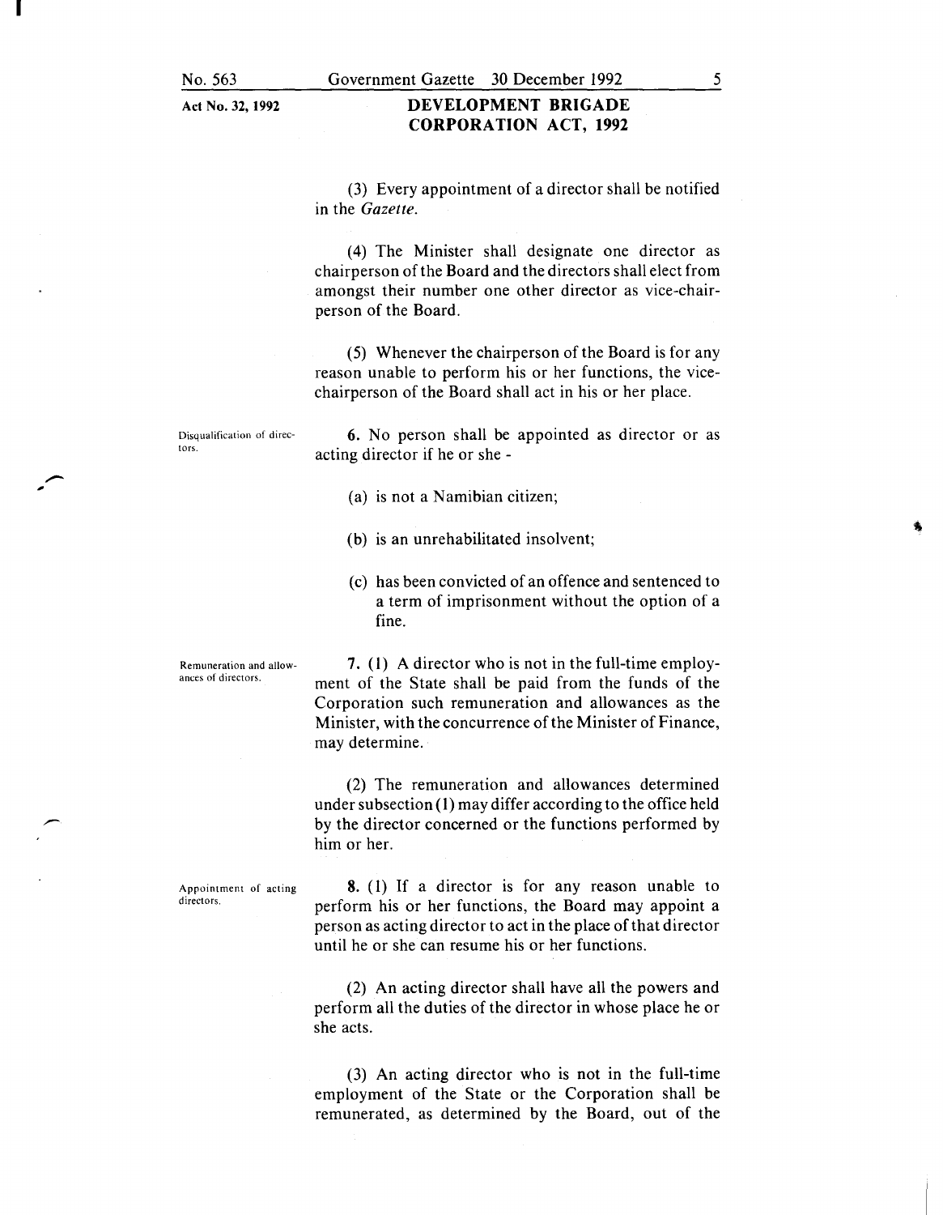(3) Every appointment of a director shall be notified in the *Gazette*.

(4) The Minister shall designate one director as chairperson of the Board and the directors shall elect from amongst their number one other director as vice-chairperson of the Board.

(5) Whenever the chairperson of the Board is for any reason unable to perform his or her functions, the vice-chairperson of the Board shall act in his or her place.

**Disqualification of directors.**

6. No person shall be appointed as director or as acting director if he or she -

(a) is not a Namibian citizen;

(b) is an unrehabilitated insolvent;

(c) has been convicted of an offence and sentenced to a term of imprisonment without the option of a fine.

**Remuneration and allowances of directors.**

7. (1) A director who is not in the full-time employment of the State shall be paid from the funds of the Corporation such remuneration and allowances as the Minister, with the concurrence of the Minister of Finance, may determine.

(2) The remuneration and allowances determined under subsection (1) may differ according to the office held by the director concerned or the functions performed by him or her.

**Appointment of acting directors.**

8. (1) If a director is for any reason unable to perform his or her functions, the Board may appoint a person as acting director to act in the place of that director until he or she can resume his or her functions.

(2) An acting director shall have all the powers and perform all the duties of the director in whose place he or she acts.

(3) An acting director who is not in the full-time employment of the State or the Corporation shall be remunerated, as determined by the Board, out of the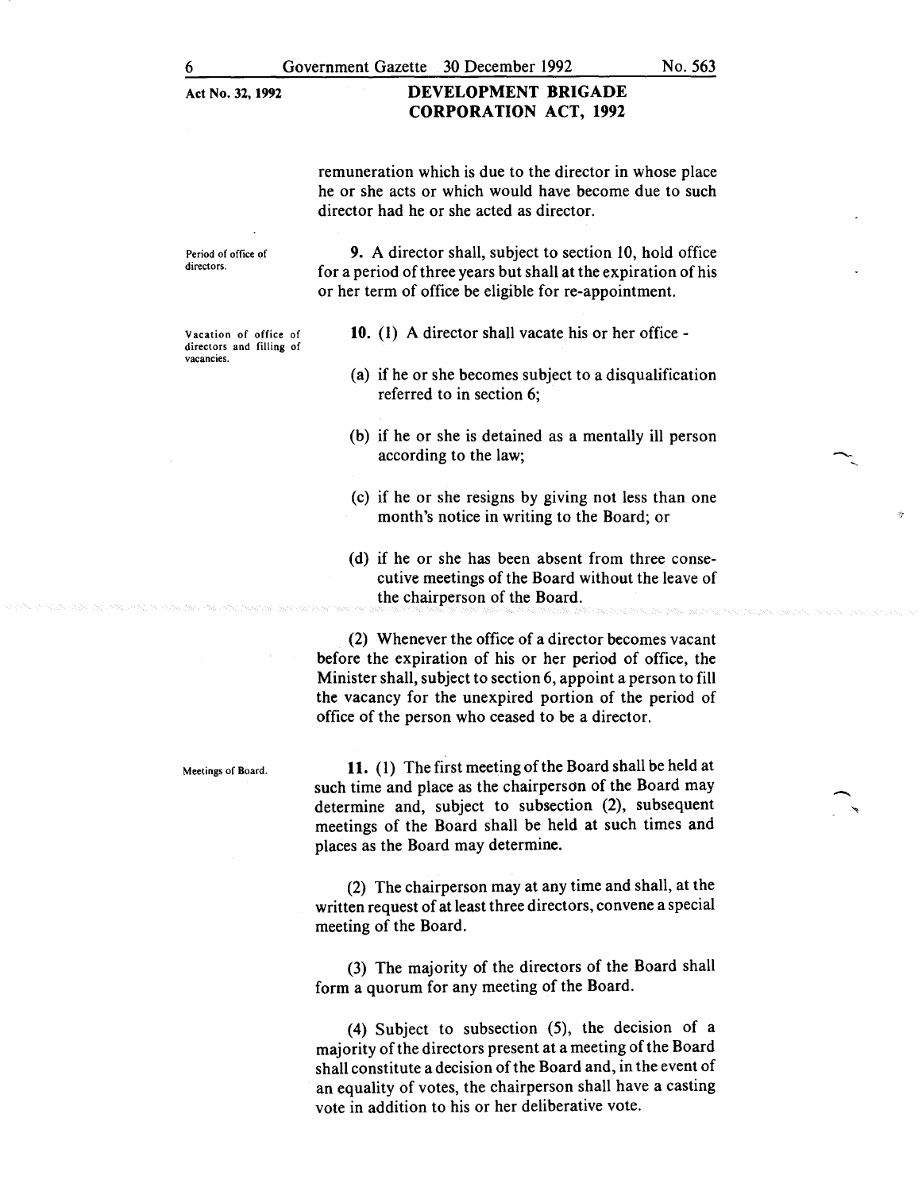remuneration which is due to the director in whose place he or she acts or which would have become due to such director had he or she acted as director.

**Period of office of directors.**

**9.** A director shall, subject to section 10, hold office for a period of three years but shall at the expiration of his or her term of office be eligible for re-appointment.

**Vacation of office of directors and filling of vacancies.**

**10.** (1) A director shall vacate his or her office -

(a) if he or she becomes subject to a disqualification referred to in section 6;

(b) if he or she is detained as a mentally ill person according to the law;

(c) if he or she resigns by giving not less than one month's notice in writing to the Board; or

(d) if he or she has been absent from three consecutive meetings of the Board without the leave of the chairperson of the Board.

(2) Whenever the office of a director becomes vacant before the expiration of his or her period of office, the Minister shall, subject to section 6, appoint a person to fill the vacancy for the unexpired portion of the period of office of the person who ceased to be a director.

**Meetings of Board.**

**11.** (1) The first meeting of the Board shall be held at such time and place as the chairperson of the Board may determine and, subject to subsection (2), subsequent meetings of the Board shall be held at such times and places as the Board may determine.

(2) The chairperson may at any time and shall, at the written request of at least three directors, convene a special meeting of the Board.

(3) The majority of the directors of the Board shall form a quorum for any meeting of the Board.

(4) Subject to subsection (5), the decision of a majority of the directors present at a meeting of the Board shall constitute a decision of the Board and, in the event of an equality of votes, the chairperson shall have a casting vote in addition to his or her deliberative vote.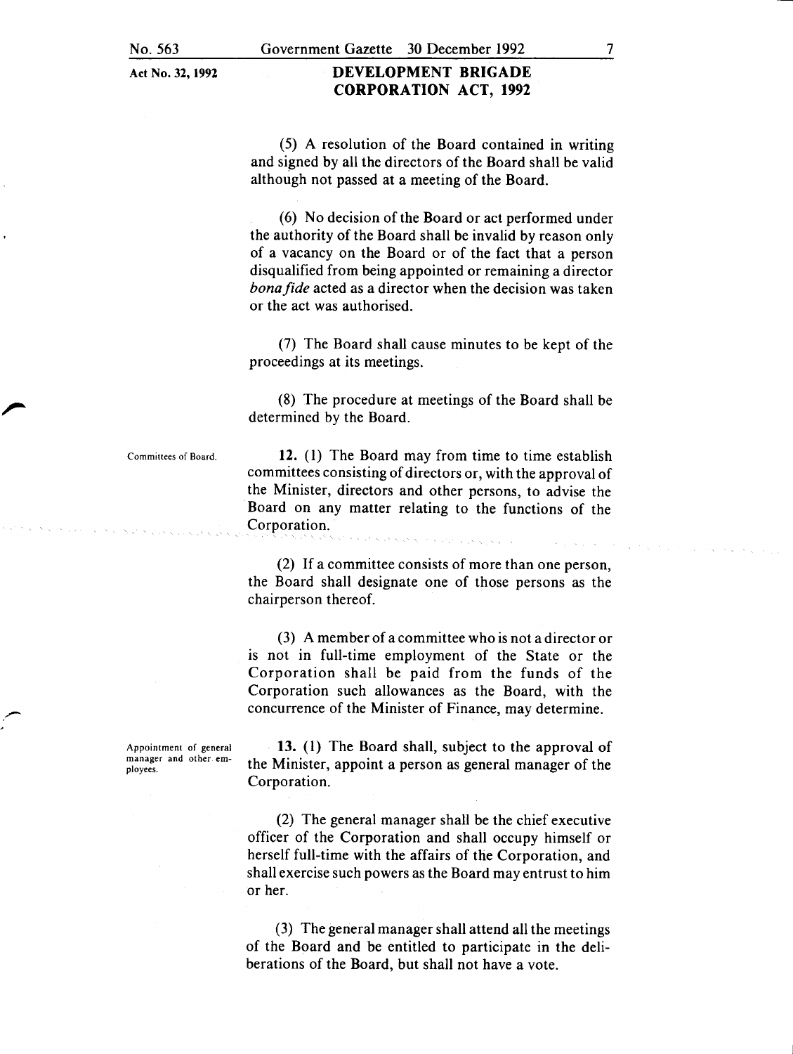(5) A resolution of the Board contained in writing and signed by all the directors of the Board shall be valid although not passed at a meeting of the Board.

(6) No decision of the Board or act performed under the authority of the Board shall be invalid by reason only of a vacancy on the Board or of the fact that a person disqualified from being appointed or remaining a director *bona fide* acted as a director when the decision was taken or the act was authorised.

(7) The Board shall cause minutes to be kept of the proceedings at its meetings.

(8) The procedure at meetings of the Board shall be determined by the Board.

Committees of Board.

**12.** (1) The Board may from time to time establish committees consisting of directors or, with the approval of the Minister, directors and other persons, to advise the Board on any matter relating to the functions of the Corporation.

(2) If a committee consists of more than one person, the Board shall designate one of those persons as the chairperson thereof.

(3) A member of a committee who is not a director or is not in full-time employment of the State or the Corporation shall be paid from the funds of the Corporation such allowances as the Board, with the concurrence of the Minister of Finance, may determine.

Appointment of general manager and other employees.

**13.** (1) The Board shall, subject to the approval of the Minister, appoint a person as general manager of the Corporation.

(2) The general manager shall be the chief executive officer of the Corporation and shall occupy himself or herself full-time with the affairs of the Corporation, and shall exercise such powers as the Board may entrust to him or her.

(3) The general manager shall attend all the meetings of the Board and be entitled to participate in the deliberations of the Board, but shall not have a vote.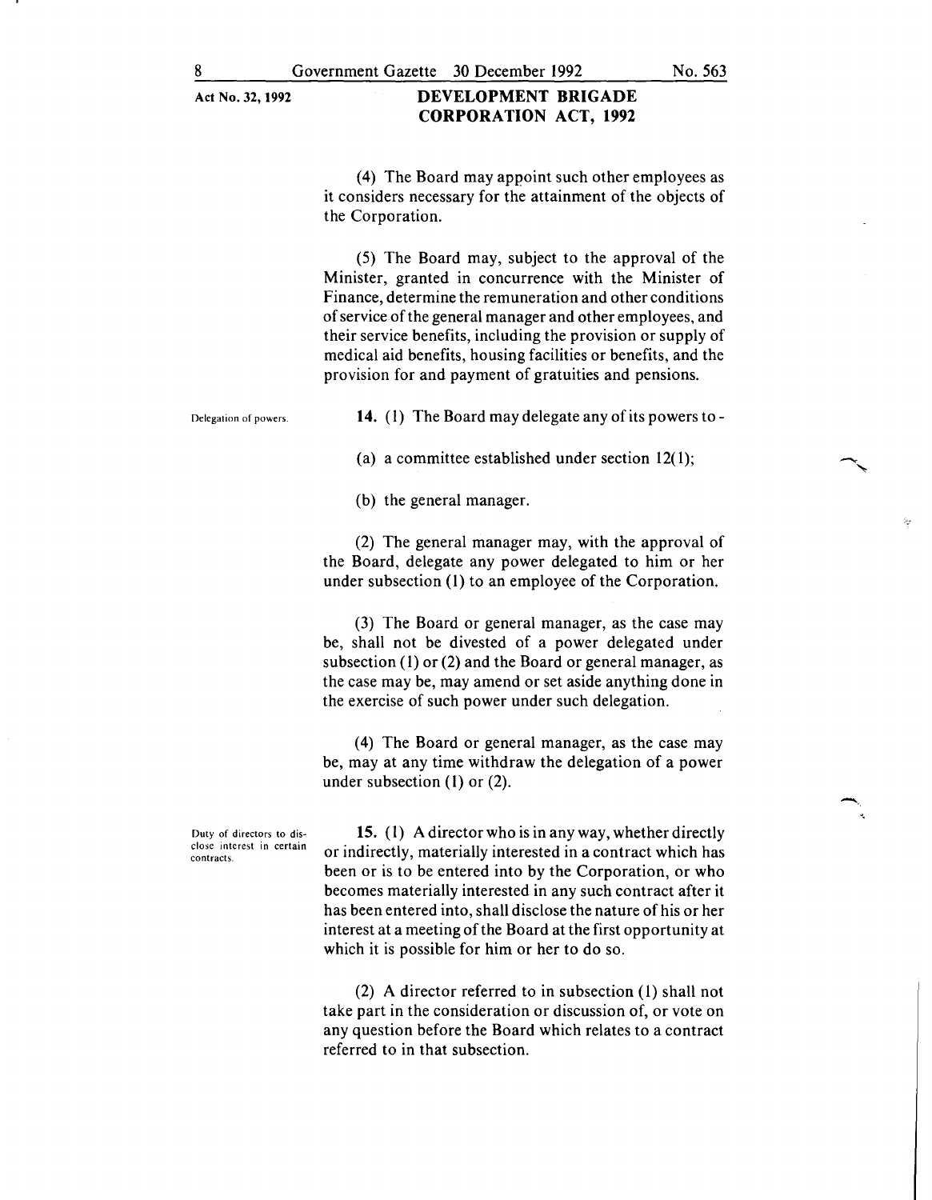(4) The Board may appoint such other employees as it considers necessary for the attainment of the objects of the Corporation.

(5) The Board may, subject to the approval of the Minister, granted in concurrence with the Minister of Finance, determine the remuneration and other conditions of service of the general manager and other employees, and their service benefits, including the provision or supply of medical aid benefits, housing facilities or benefits, and the provision for and payment of gratuities and pensions.

**Delegation of powers.**

**14.** (1) The Board may delegate any of its powers to -

(a) a committee established under section 12(1);

(b) the general manager.

(2) The general manager may, with the approval of the Board, delegate any power delegated to him or her under subsection (1) to an employee of the Corporation.

(3) The Board or general manager, as the case may be, shall not be divested of a power delegated under subsection (1) or (2) and the Board or general manager, as the case may be, may amend or set aside anything done in the exercise of such power under such delegation.

(4) The Board or general manager, as the case may be, may at any time withdraw the delegation of a power under subsection (1) or (2).

**Duty of directors to disclose interest in certain contracts.**

**15.** (1) A director who is in any way, whether directly or indirectly, materially interested in a contract which has been or is to be entered into by the Corporation, or who becomes materially interested in any such contract after it has been entered into, shall disclose the nature of his or her interest at a meeting of the Board at the first opportunity at which it is possible for him or her to do so.

(2) A director referred to in subsection (1) shall not take part in the consideration or discussion of, or vote on any question before the Board which relates to a contract referred to in that subsection.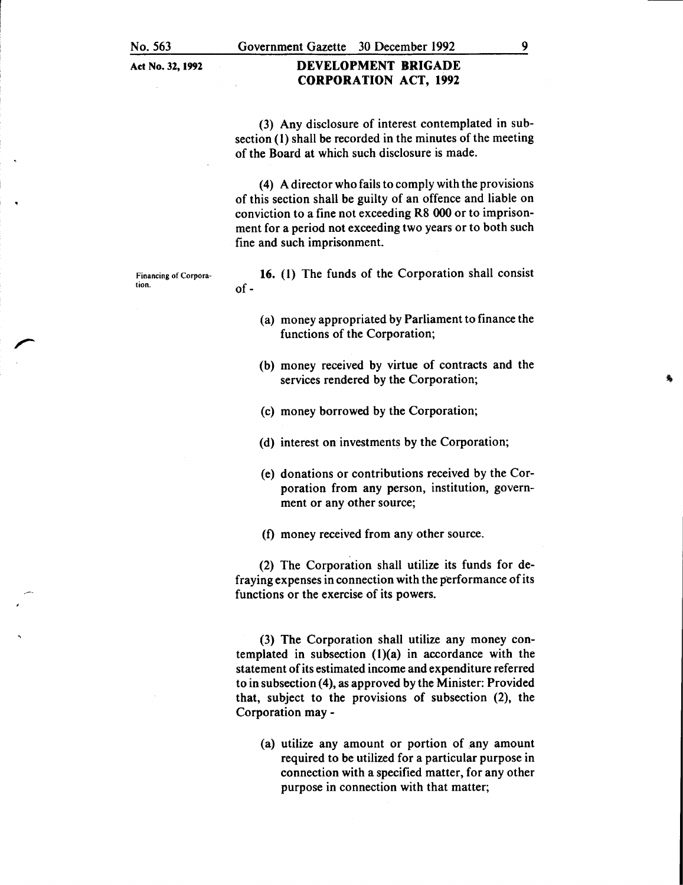(3) Any disclosure of interest contemplated in subsection (1) shall be recorded in the minutes of the meeting of the Board at which such disclosure is made.

(4) A director who fails to comply with the provisions of this section shall be guilty of an offence and liable on conviction to a fine not exceeding R8 000 or to imprisonment for a period not exceeding two years or to both such fine and such imprisonment.

Financing of Corporation.

**16.** (1) The funds of the Corporation shall consist of -

(a) money appropriated by Parliament to finance the functions of the Corporation;

(b) money received by virtue of contracts and the services rendered by the Corporation;

(c) money borrowed by the Corporation;

(d) interest on investments by the Corporation;

(e) donations or contributions received by the Corporation from any person, institution, government or any other source;

(f) money received from any other source.

(2) The Corporation shall utilize its funds for defraying expenses in connection with the performance of its functions or the exercise of its powers.

(3) The Corporation shall utilize any money contemplated in subsection (1)(a) in accordance with the statement of its estimated income and expenditure referred to in subsection (4), as approved by the Minister: Provided that, subject to the provisions of subsection (2), the Corporation may -

(a) utilize any amount or portion of any amount required to be utilized for a particular purpose in connection with a specified matter, for any other purpose in connection with that matter;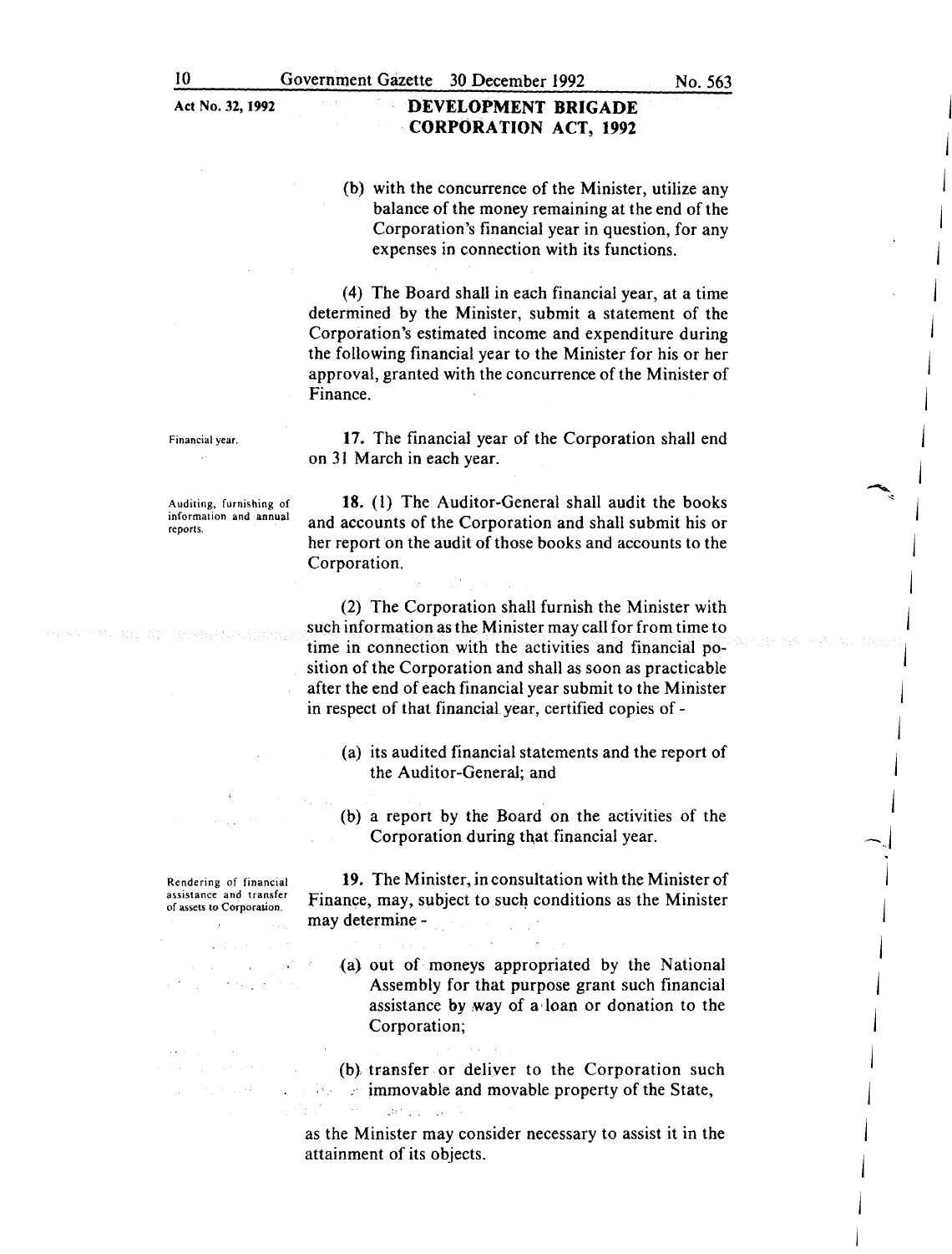(b) with the concurrence of the Minister, utilize any balance of the money remaining at the end of the Corporation's financial year in question, for any expenses in connection with its functions.

(4) The Board shall in each financial year, at a time determined by the Minister, submit a statement of the Corporation's estimated income and expenditure during the following financial year to the Minister for his or her approval, granted with the concurrence of the Minister of Finance.

*Financial year.*

**17.** The financial year of the Corporation shall end on 31 March in each year.

*Auditing, furnishing of information and annual reports.*

**18.** (1) The Auditor-General shall audit the books and accounts of the Corporation and shall submit his or her report on the audit of those books and accounts to the Corporation.

(2) The Corporation shall furnish the Minister with such information as the Minister may call for from time to time in connection with the activities and financial position of the Corporation and shall as soon as practicable after the end of each financial year submit to the Minister in respect of that financial year, certified copies of -

(a) its audited financial statements and the report of the Auditor-General; and

(b) a report by the Board on the activities of the Corporation during that financial year.

*Rendering of financial assistance and transfer of assets to Corporation.*

**19.** The Minister, in consultation with the Minister of Finance, may, subject to such conditions as the Minister may determine -

(a) out of moneys appropriated by the National Assembly for that purpose grant such financial assistance by way of a loan or donation to the Corporation;

(b) transfer or deliver to the Corporation such immovable and movable property of the State,

as the Minister may consider necessary to assist it in the attainment of its objects.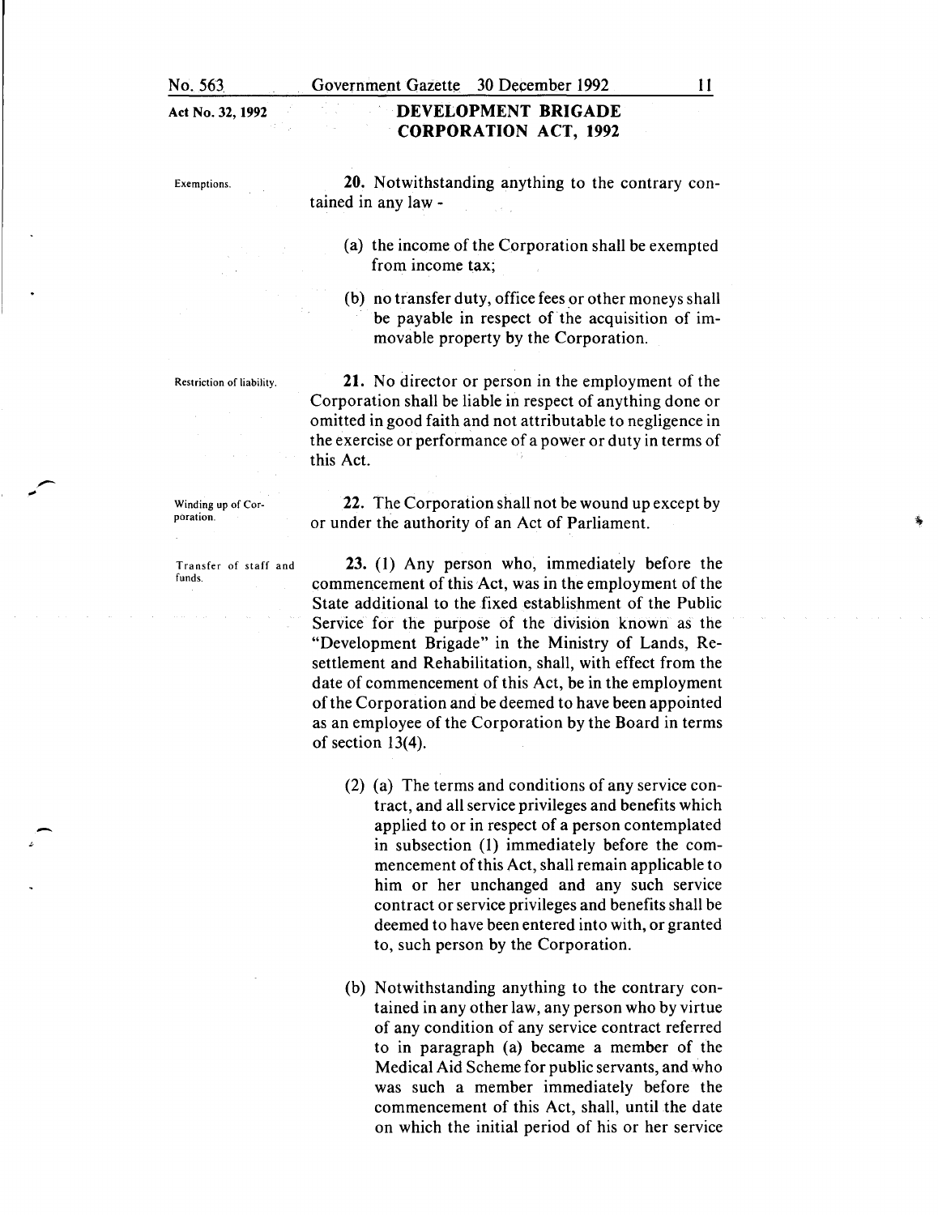**Exemptions.**

**20.** Notwithstanding anything to the contrary contained in any law -

(a) the income of the Corporation shall be exempted from income tax;

(b) no transfer duty, office fees or other moneys shall be payable in respect of the acquisition of immovable property by the Corporation.

**Restriction of liability.**

**21.** No director or person in the employment of the Corporation shall be liable in respect of anything done or omitted in good faith and not attributable to negligence in the exercise or performance of a power or duty in terms of this Act.

**Winding up of Corporation.**

**22.** The Corporation shall not be wound up except by or under the authority of an Act of Parliament.

**Transfer of staff and funds.**

**23.** (1) Any person who, immediately before the commencement of this Act, was in the employment of the State additional to the fixed establishment of the Public Service for the purpose of the division known as the "Development Brigade" in the Ministry of Lands, Resettlement and Rehabilitation, shall, with effect from the date of commencement of this Act, be in the employment of the Corporation and be deemed to have been appointed as an employee of the Corporation by the Board in terms of section 13(4).

(2) (a) The terms and conditions of any service contract, and all service privileges and benefits which applied to or in respect of a person contemplated in subsection (1) immediately before the commencement of this Act, shall remain applicable to him or her unchanged and any such service contract or service privileges and benefits shall be deemed to have been entered into with, or granted to, such person by the Corporation.

(b) Notwithstanding anything to the contrary contained in any other law, any person who by virtue of any condition of any service contract referred to in paragraph (a) became a member of the Medical Aid Scheme for public servants, and who was such a member immediately before the commencement of this Act, shall, until the date on which the initial period of his or her service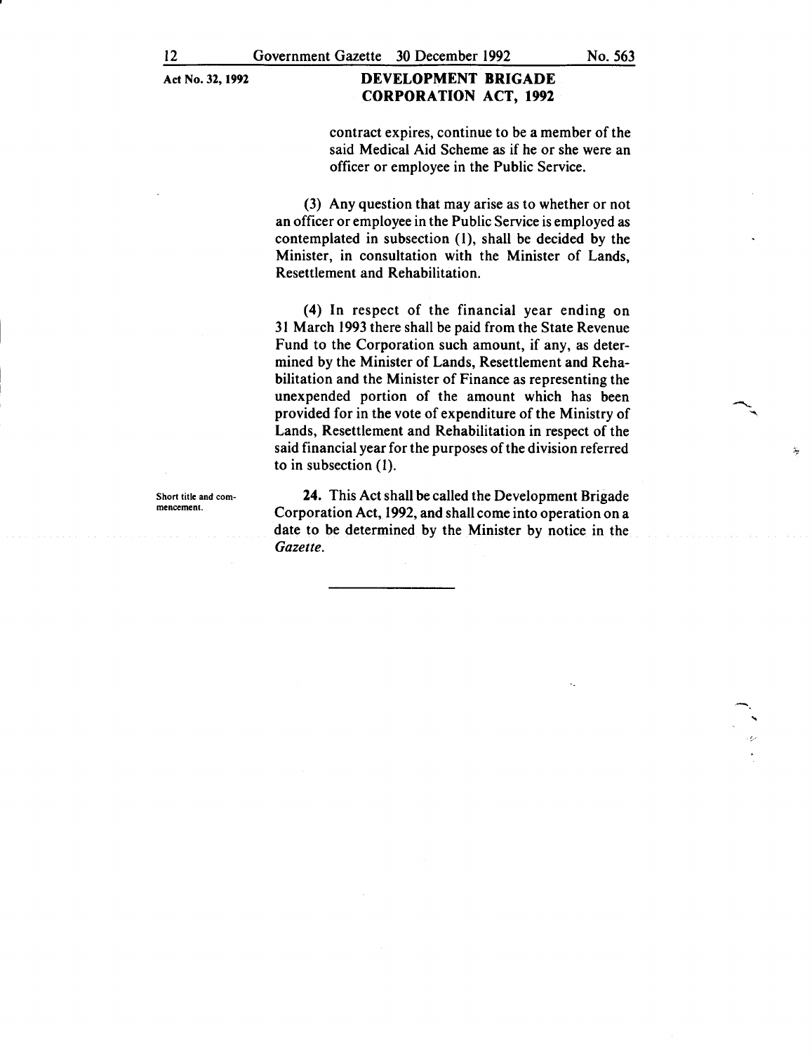contract expires, continue to be a member of the said Medical Aid Scheme as if he or she were an officer or employee in the Public Service.

(3) Any question that may arise as to whether or not an officer or employee in the Public Service is employed as contemplated in subsection (1), shall be decided by the Minister, in consultation with the Minister of Lands, Resettlement and Rehabilitation.

(4) In respect of the financial year ending on 31 March 1993 there shall be paid from the State Revenue Fund to the Corporation such amount, if any, as determined by the Minister of Lands, Resettlement and Rehabilitation and the Minister of Finance as representing the unexpended portion of the amount which has been provided for in the vote of expenditure of the Ministry of Lands, Resettlement and Rehabilitation in respect of the said financial year for the purposes of the division referred to in subsection (1).

Short title and commencement.

**24.** This Act shall be called the Development Brigade Corporation Act, 1992, and shall come into operation on a date to be determined by the Minister by notice in the *Gazette*.

---